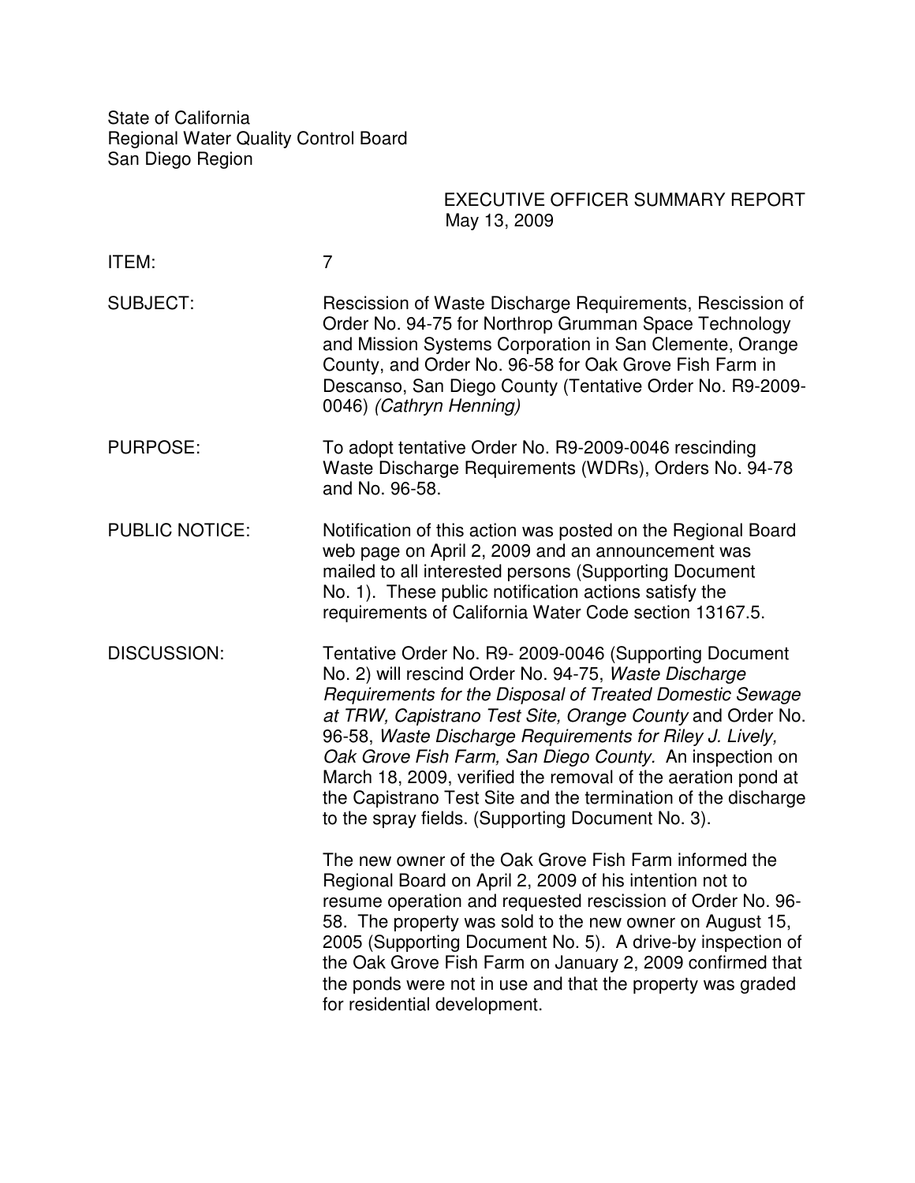State of California
Regional Water Quality Control Board
San Diego Region

EXECUTIVE OFFICER SUMMARY REPORT
May 13, 2009

ITEM: 7

SUBJECT: Rescission of Waste Discharge Requirements, Rescission of Order No. 94-75 for Northrop Grumman Space Technology and Mission Systems Corporation in San Clemente, Orange County, and Order No. 96-58 for Oak Grove Fish Farm in Descanso, San Diego County (Tentative Order No. R9-2009-0046) *(Cathryn Henning)*

PURPOSE: To adopt tentative Order No. R9-2009-0046 rescinding Waste Discharge Requirements (WDRs), Orders No. 94-78 and No. 96-58.

PUBLIC NOTICE: Notification of this action was posted on the Regional Board web page on April 2, 2009 and an announcement was mailed to all interested persons (Supporting Document No. 1). These public notification actions satisfy the requirements of California Water Code section 13167.5.

DISCUSSION: Tentative Order No. R9- 2009-0046 (Supporting Document No. 2) will rescind Order No. 94-75, *Waste Discharge Requirements for the Disposal of Treated Domestic Sewage at TRW, Capistrano Test Site, Orange County* and Order No. 96-58, *Waste Discharge Requirements for Riley J. Lively, Oak Grove Fish Farm, San Diego County*. An inspection on March 18, 2009, verified the removal of the aeration pond at the Capistrano Test Site and the termination of the discharge to the spray fields. (Supporting Document No. 3).

The new owner of the Oak Grove Fish Farm informed the Regional Board on April 2, 2009 of his intention not to resume operation and requested rescission of Order No. 96-58. The property was sold to the new owner on August 15, 2005 (Supporting Document No. 5). A drive-by inspection of the Oak Grove Fish Farm on January 2, 2009 confirmed that the ponds were not in use and that the property was graded for residential development.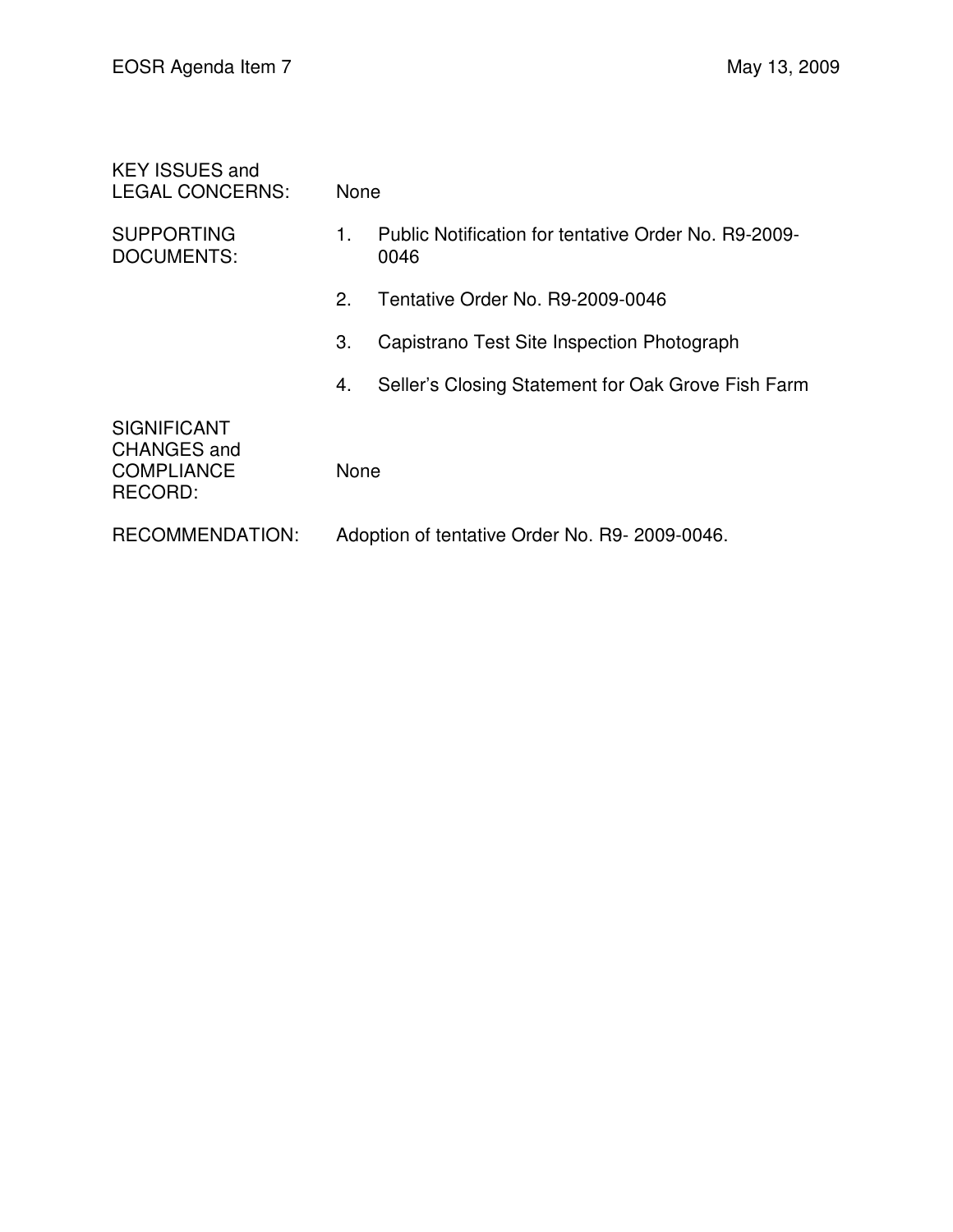| | |
|---|---|
| KEY ISSUES and LEGAL CONCERNS: | None |
| SUPPORTING DOCUMENTS: | 1. Public Notification for tentative Order No. R9-2009-0046<br>2. Tentative Order No. R9-2009-0046<br>3. Capistrano Test Site Inspection Photograph<br>4. Seller's Closing Statement for Oak Grove Fish Farm |
| SIGNIFICANT CHANGES and COMPLIANCE RECORD: | None |
| RECOMMENDATION: | Adoption of tentative Order No. R9- 2009-0046. |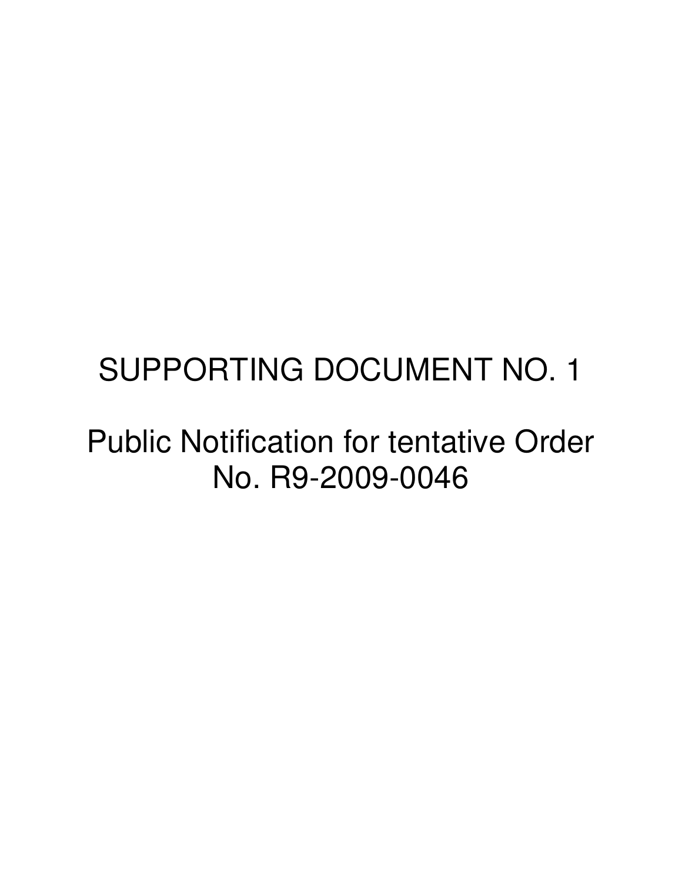# SUPPORTING DOCUMENT NO. 1

Public Notification for tentative Order No. R9-2009-0046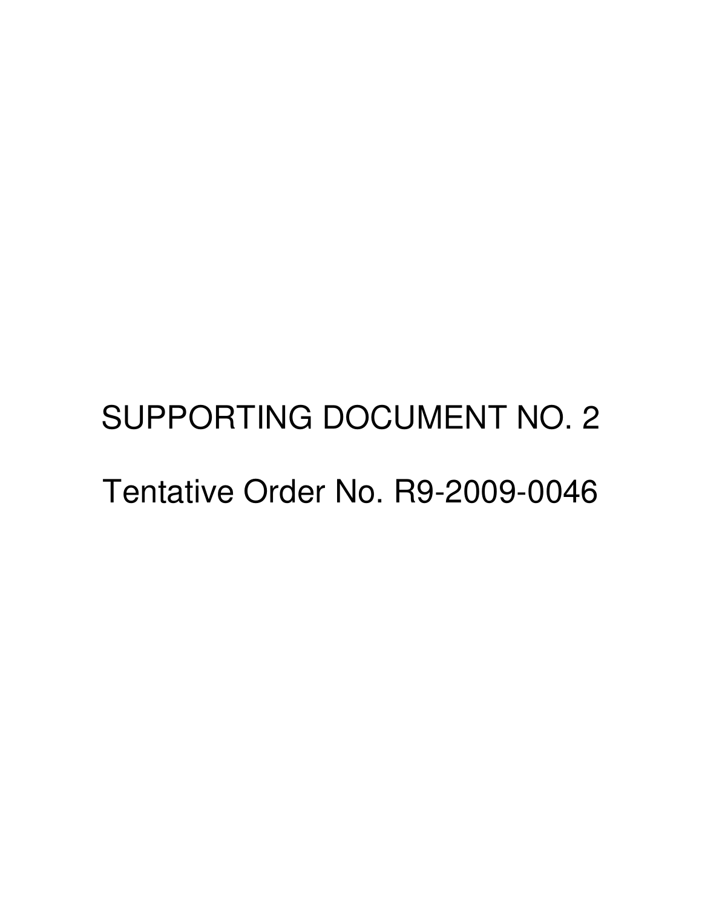# SUPPORTING DOCUMENT NO. 2

# Tentative Order No. R9-2009-0046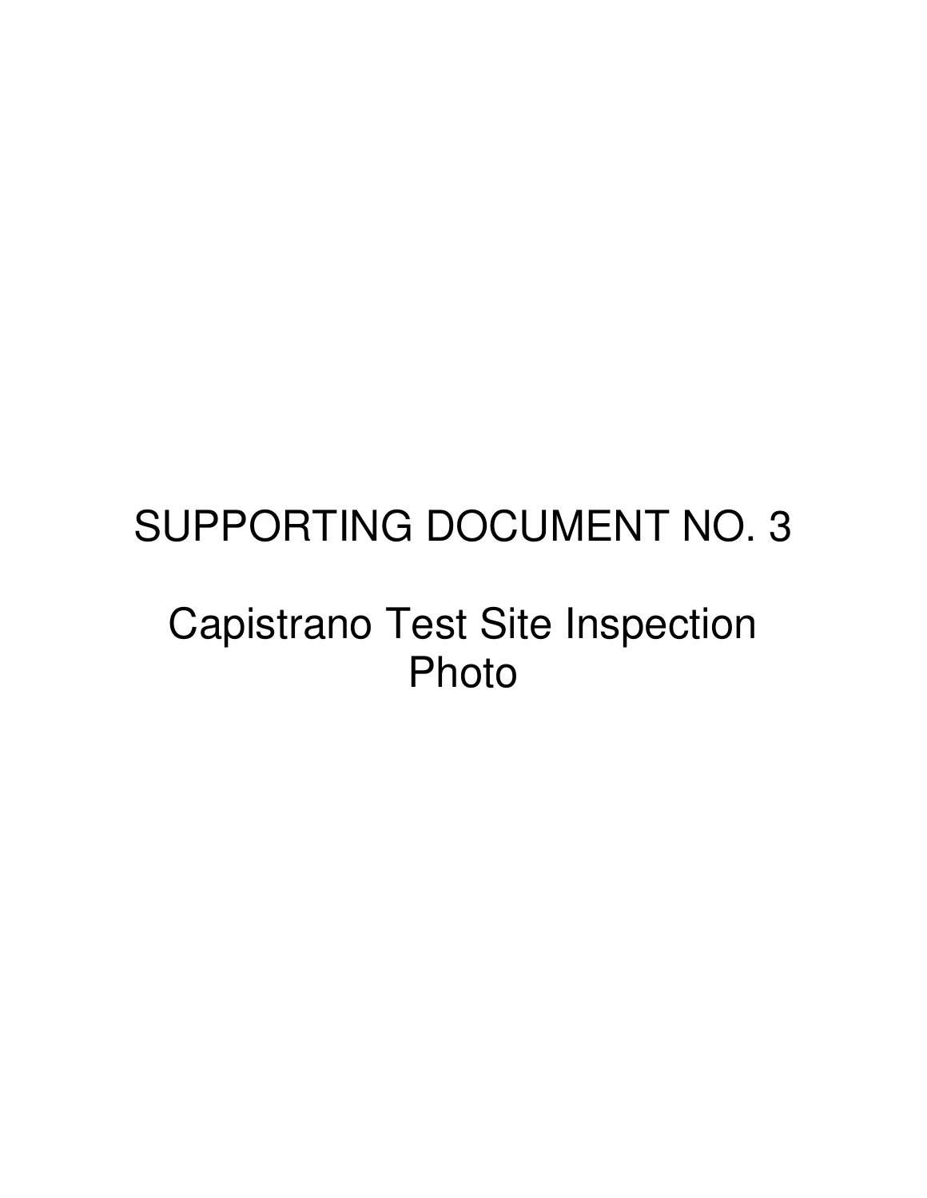# SUPPORTING DOCUMENT NO. 3

## Capistrano Test Site Inspection Photo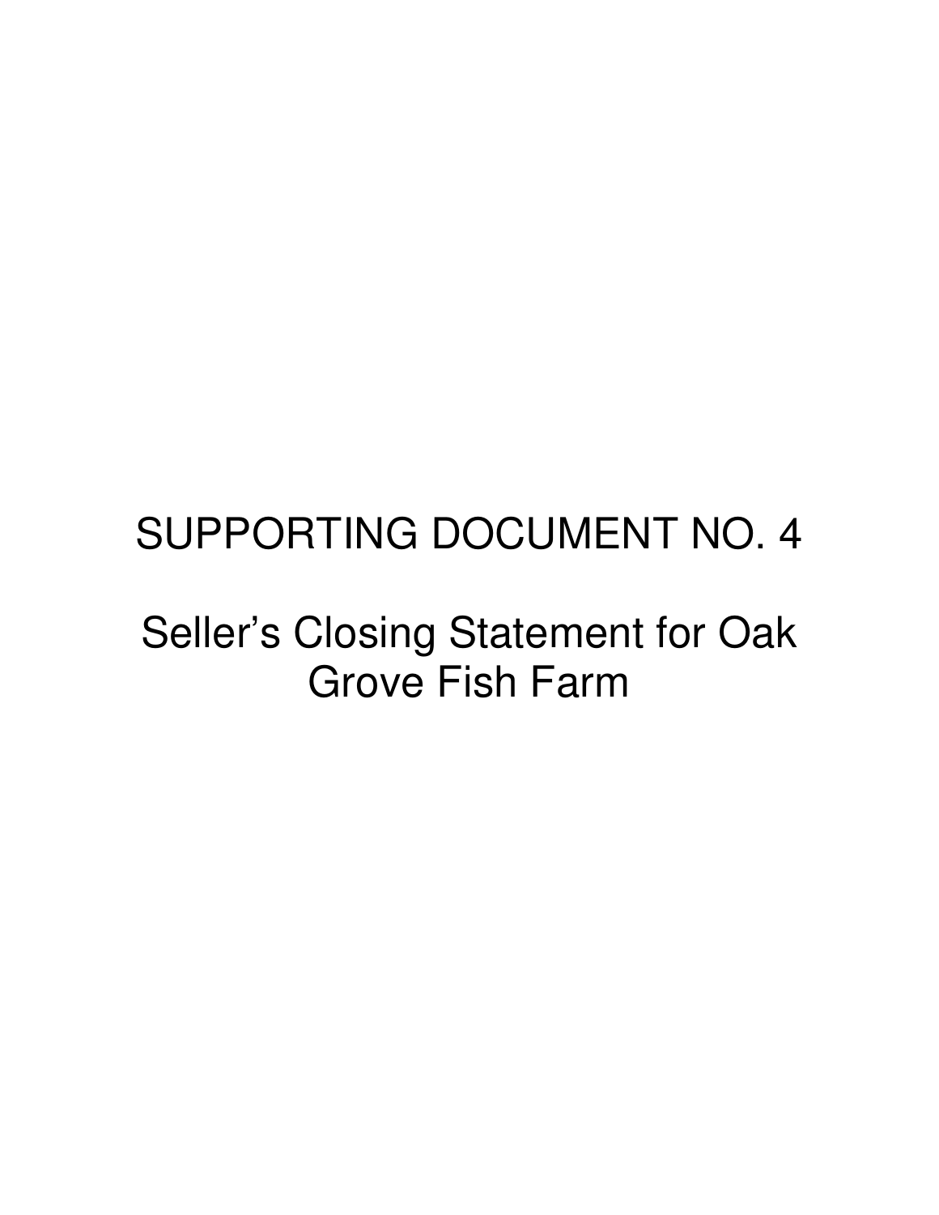# SUPPORTING DOCUMENT NO. 4

Seller’s Closing Statement for Oak Grove Fish Farm